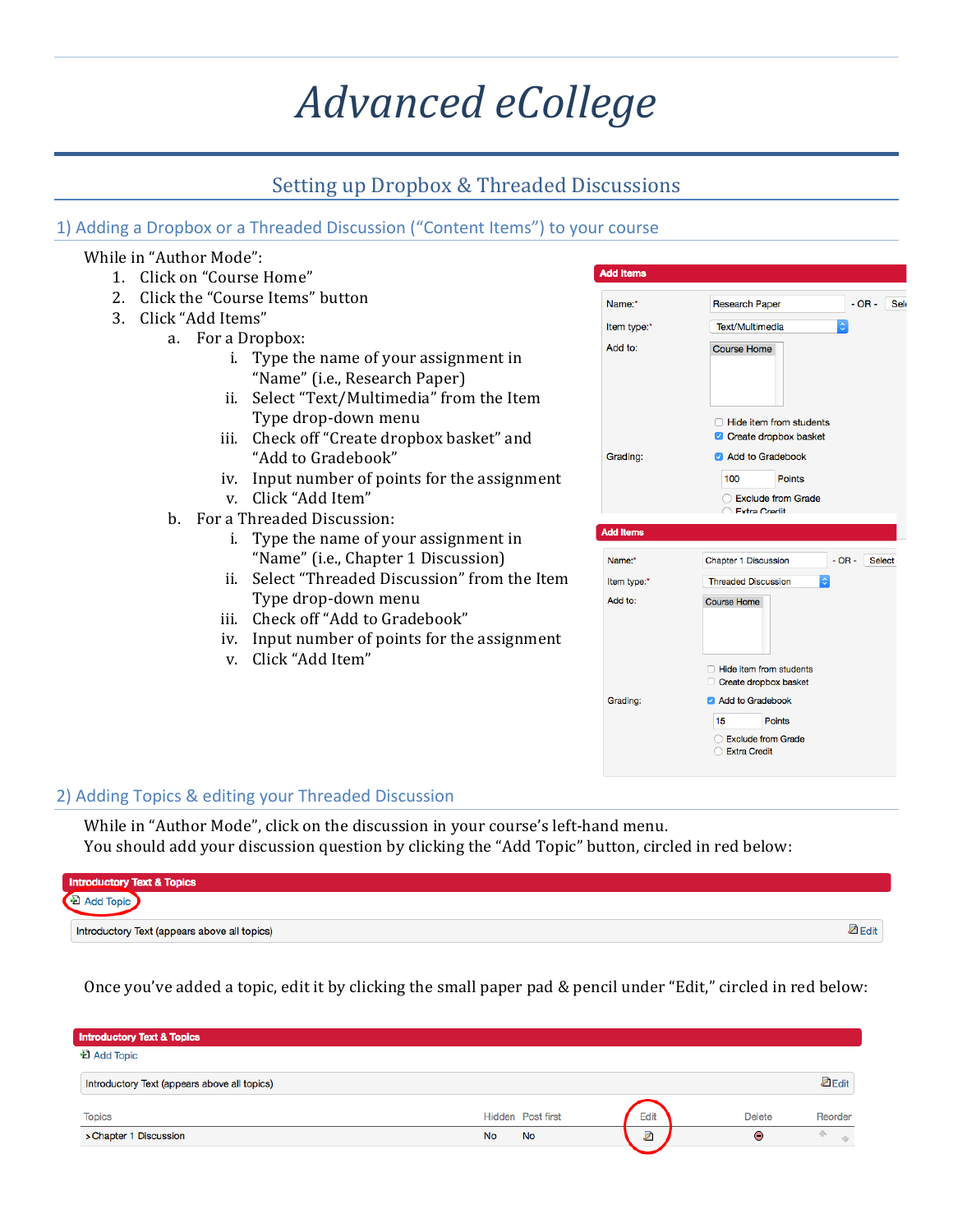# Advanced eCollege

## Setting up Dropbox & Threaded Discussions

### 1) Adding a Dropbox or a Threaded Discussion ("Content Items") to your course

While in "Author Mode":

1. Click on "Course Home"
2. Click the "Course Items" button
3. Click "Add Items"
   a. For a Dropbox:
      i. Type the name of your assignment in "Name" (i.e., Research Paper)
      ii. Select "Text/Multimedia" from the Item Type drop-down menu
      iii. Check off "Create dropbox basket" and "Add to Gradebook"
      iv. Input number of points for the assignment
      v. Click "Add Item"
   b. For a Threaded Discussion:
      i. Type the name of your assignment in "Name" (i.e., Chapter 1 Discussion)
      ii. Select "Threaded Discussion" from the Item Type drop-down menu
      iii. Check off "Add to Gradebook"
      iv. Input number of points for the assignment
      v. Click "Add Item"

### 2) Adding Topics & editing your Threaded Discussion

While in "Author Mode", click on the discussion in your course's left-hand menu.
You should add your discussion question by clicking the "Add Topic" button, circled in red below:

Once you've added a topic, edit it by clicking the small paper pad & pencil under "Edit," circled in red below: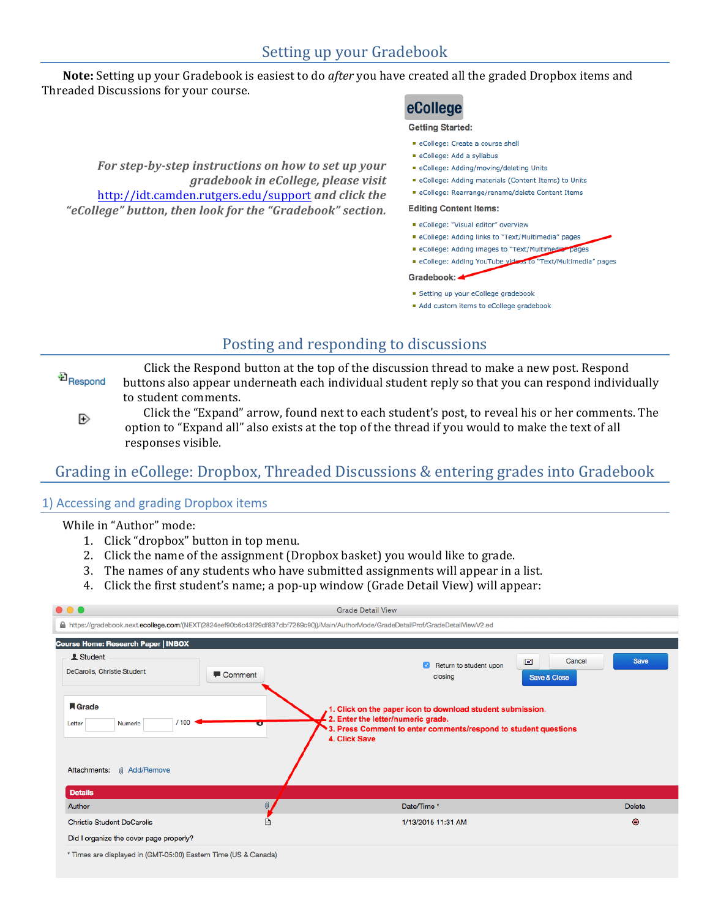## Setting up your Gradebook

**Note:** Setting up your Gradebook is easiest to do *after* you have created all the graded Dropbox items and Threaded Discussions for your course.

***For step-by-step instructions on how to set up your gradebook in eCollege, please visit http://idt.camden.rutgers.edu/support and click the "eCollege" button, then look for the "Gradebook" section.***

eCollege

**Getting Started:**

- eCollege: Create a course shell
- eCollege: Add a syllabus
- eCollege: Adding/moving/deleting Units
- eCollege: Adding materials (Content Items) to Units
- eCollege: Rearrange/rename/delete Content Items

**Editing Content Items:**

- eCollege: "Visual editor" overview
- eCollege: Adding links to "Text/Multimedia" pages
- eCollege: Adding images to "Text/Multimedia" pages
- eCollege: Adding YouTube videos to "Text/Multimedia" pages

**Gradebook:**

- Setting up your eCollege gradebook
- Add custom items to eCollege gradebook

## Posting and responding to discussions

Respond

Click the Respond button at the top of the discussion thread to make a new post. Respond buttons also appear underneath each individual student reply so that you can respond individually to student comments.

Click the "Expand" arrow, found next to each student's post, to reveal his or her comments. The option to "Expand all" also exists at the top of the thread if you would to make the text of all responses visible.

## Grading in eCollege: Dropbox, Threaded Discussions & entering grades into Gradebook

### 1) Accessing and grading Dropbox items

While in "Author" mode:

1. Click "dropbox" button in top menu.
2. Click the name of the assignment (Dropbox basket) you would like to grade.
3. The names of any students who have submitted assignments will appear in a list.
4. Click the first student's name; a pop-up window (Grade Detail View) will appear:

Grade Detail View

https://gradebook.next.ecollege.com/(NEXT(2824eef90b6c43f29df837cbf7269c90))/Main/AuthorMode/GradeDetailProf/GradeDetailViewV2.ed

Course Home: Research Paper | INBOX

Student: DeCarolis, Christie Student — Comment

Return to student upon closing — Cancel — Save — Save & Close

Grade: Letter ___ Numeric ___ / 100

Attachments: Add/Remove

1. Click on the paper icon to download student submission.
2. Enter the letter/numeric grade.
3. Press Comment to enter comments/respond to student questions
4. Click Save

**Details**

| Author | | Date/Time * | Delete |
|---|---|---|---|
| Christie Student DeCarolis | | 1/13/2015 11:31 AM | |

Did I organize the cover page properly?

* Times are displayed in (GMT-05:00) Eastern Time (US & Canada)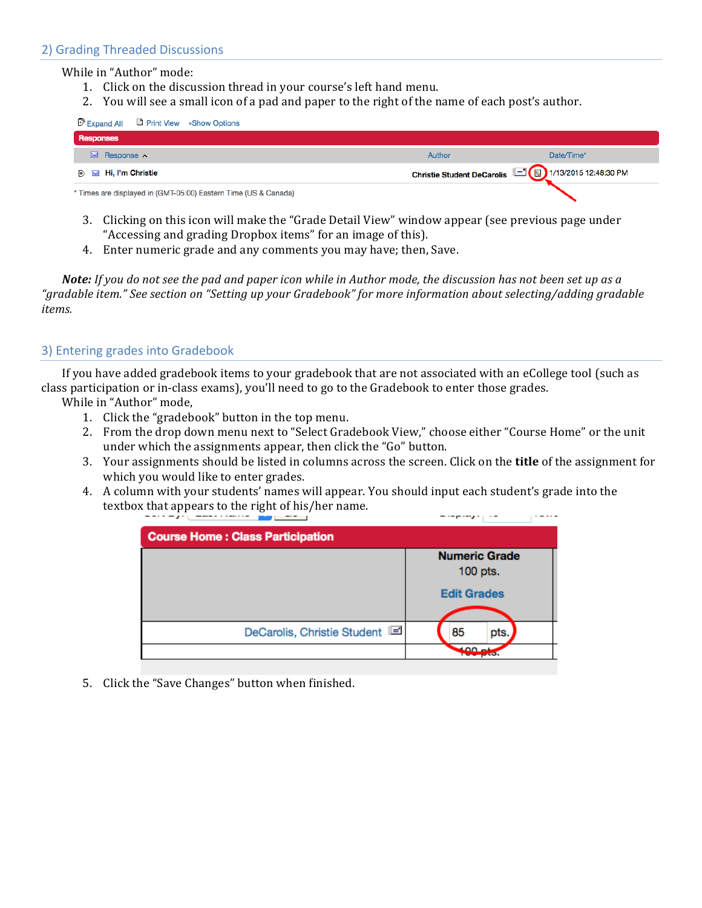## 2) Grading Threaded Discussions

While in "Author" mode:

1. Click on the discussion thread in your course's left hand menu.
2. You will see a small icon of a pad and paper to the right of the name of each post's author.

Expand All   Print View   »Show Options

Responses

| Response | Author | Date/Time* |
|---|---|---|
| Hi, I'm Christie | Christie Student DeCarolis | 1/13/2015 12:48:30 PM |

\* Times are displayed in (GMT-05:00) Eastern Time (US & Canada)

3. Clicking on this icon will make the "Grade Detail View" window appear (see previous page under "Accessing and grading Dropbox items" for an image of this).
4. Enter numeric grade and any comments you may have; then, Save.

***Note:*** *If you do not see the pad and paper icon while in Author mode, the discussion has not been set up as a "gradable item." See section on "Setting up your Gradebook" for more information about selecting/adding gradable items.*

## 3) Entering grades into Gradebook

If you have added gradebook items to your gradebook that are not associated with an eCollege tool (such as class participation or in-class exams), you'll need to go to the Gradebook to enter those grades.

While in "Author" mode,

1. Click the "gradebook" button in the top menu.
2. From the drop down menu next to "Select Gradebook View," choose either "Course Home" or the unit under which the assignments appear, then click the "Go" button.
3. Your assignments should be listed in columns across the screen. Click on the **title** of the assignment for which you would like to enter grades.
4. A column with your students' names will appear. You should input each student's grade into the textbox that appears to the right of his/her name.

Course Home : Class Participation

| | Numeric Grade 100 pts. Edit Grades |
|---|---|
| DeCarolis, Christie Student | 85 pts. |
| | 100 pts. |

5. Click the "Save Changes" button when finished.